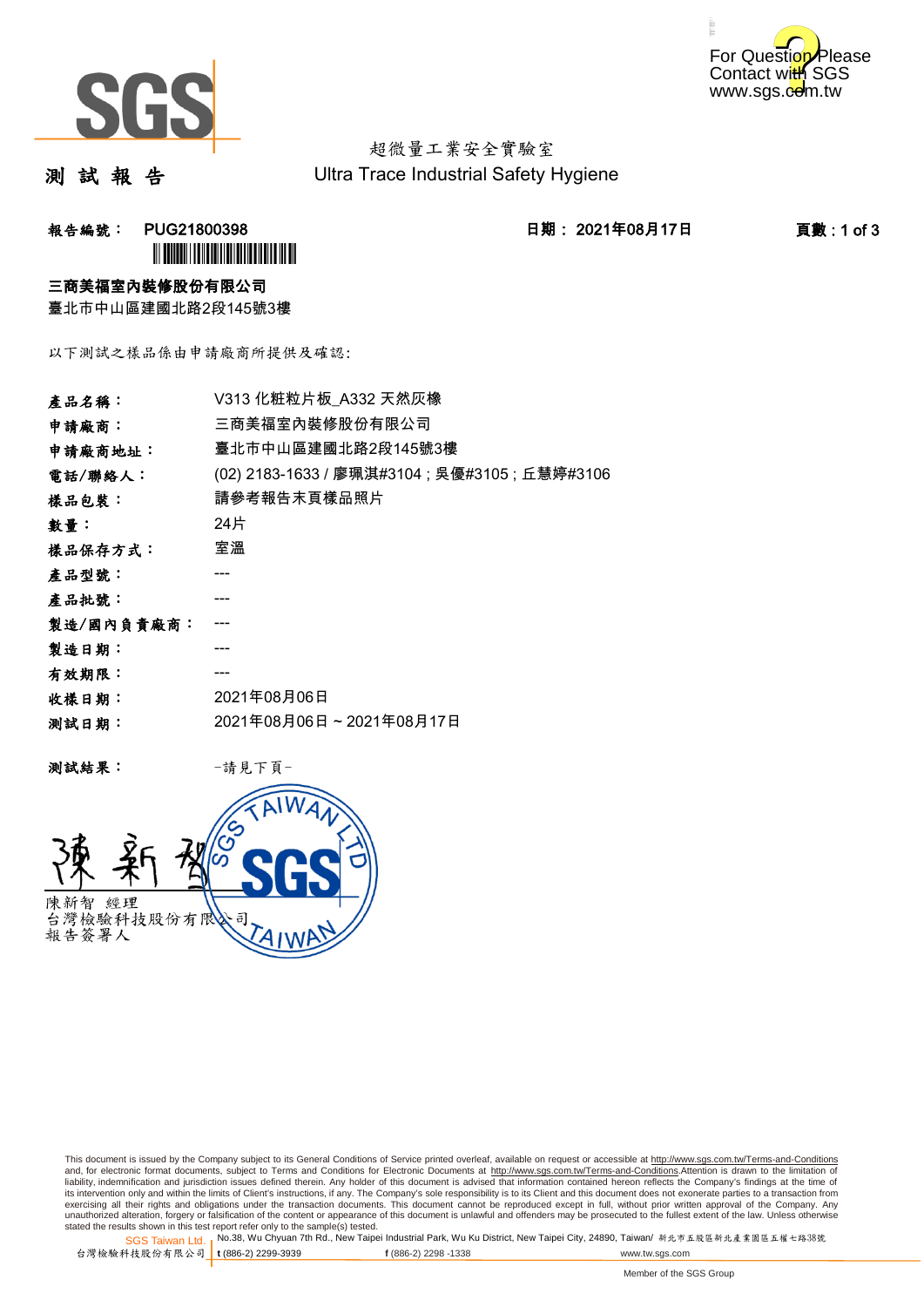For Question Please Contact with SGS
www.sgs.com.tw

超微量工業安全實驗室
Ultra Trace Industrial Safety Hygiene

# 測 試 報 告

**報告編號： PUG21800398** **日期： 2021年08月17日** **頁數 : 1 of 3**

**三商美福室內裝修股份有限公司**
臺北市中山區建國北路2段145號3樓

以下測試之樣品係由申請廠商所提供及確認:

| | |
|---|---|
| **產品名稱：** | V313 化粧粒片板_A332 天然灰橡 |
| **申請廠商：** | 三商美福室內裝修股份有限公司 |
| **申請廠商地址：** | 臺北市中山區建國北路2段145號3樓 |
| **電話/聯絡人：** | (02) 2183-1633 / 廖珮淇#3104 ; 吳優#3105 ; 丘慧婷#3106 |
| **樣品包裝：** | 請參考報告末頁樣品照片 |
| **數量：** | 24片 |
| **樣品保存方式：** | 室溫 |
| **產品型號：** | --- |
| **產品批號：** | --- |
| **製造/國內負責廠商：** | --- |
| **製造日期：** | --- |
| **有效期限：** | --- |
| **收樣日期：** | 2021年08月06日 |
| **測試日期：** | 2021年08月06日 ~ 2021年08月17日 |

**測試結果：** -請見下頁-

陳新智 經理
台灣檢驗科技股份有限公司
報告簽署人

This document is issued by the Company subject to its General Conditions of Service printed overleaf, available on request or accessible at http://www.sgs.com.tw/Terms-and-Conditions and, for electronic format documents, subject to Terms and Conditions for Electronic Documents at http://www.sgs.com.tw/Terms-and-Conditions.Attention is drawn to the limitation of liability, indemnification and jurisdiction issues defined therein. Any holder of this document is advised that information contained hereon reflects the Company's findings at the time of its intervention only and within the limits of Client's instructions, if any. The Company's sole responsibility is to its Client and this document does not exonerate parties to a transaction from exercising all their rights and obligations under the transaction documents. This document cannot be reproduced except in full, without prior written approval of the Company. Any unauthorized alteration, forgery or falsification of the content or appearance of this document is unlawful and offenders may be prosecuted to the fullest extent of the law. Unless otherwise stated the results shown in this test report refer only to the sample(s) tested.

SGS Taiwan Ltd. | No.38, Wu Chyuan 7th Rd., New Taipei Industrial Park, Wu Ku District, New Taipei City, 24890, Taiwan/ 新北市五股區新北產業園區五權七路38號
台灣檢驗科技股份有限公司 | t (886-2) 2299-3939 f (886-2) 2298 -1338 www.tw.sgs.com

Member of the SGS Group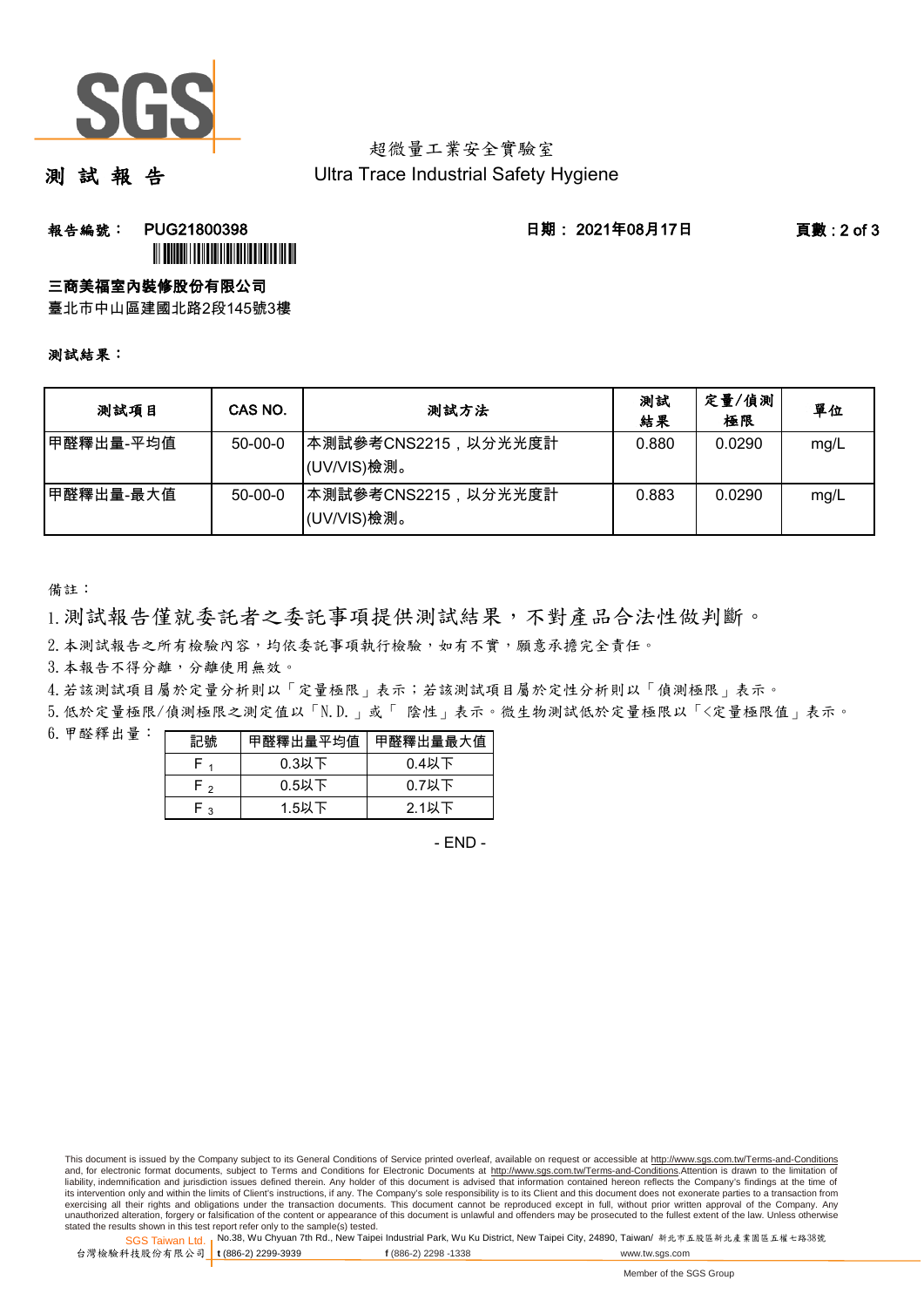超微量工業安全實驗室
Ultra Trace Industrial Safety Hygiene

# 測 試 報 告

**報告編號：** PUG21800398　　**日期：** 2021年08月17日

**三商美福室內裝修股份有限公司**

臺北市中山區建國北路2段145號3樓

**測試結果：**

| 測試項目 | CAS NO. | 測試方法 | 測試結果 | 定量/偵測極限 | 單位 |
|---|---|---|---|---|---|
| 甲醛釋出量-平均值 | 50-00-0 | 本測試參考CNS2215，以分光光度計(UV/VIS)檢測。 | 0.880 | 0.0290 | mg/L |
| 甲醛釋出量-最大值 | 50-00-0 | 本測試參考CNS2215，以分光光度計(UV/VIS)檢測。 | 0.883 | 0.0290 | mg/L |

備註：

1. 測試報告僅就委託者之委託事項提供測試結果，不對產品合法性做判斷。
2. 本測試報告之所有檢驗內容，均依委託事項執行檢驗，如有不實，願意承擔完全責任。
3. 本報告不得分離，分離使用無效。
4. 若該測試項目屬於定量分析則以「定量極限」表示；若該測試項目屬於定性分析則以「偵測極限」表示。
5. 低於定量極限/偵測極限之測定值以「N.D.」或「 陰性」表示。微生物測試低於定量極限以「<定量極限值」表示。
6. 甲醛釋出量：

| 記號 | 甲醛釋出量平均值 | 甲醛釋出量最大值 |
|---|---|---|
| $F_1$ | 0.3以下 | 0.4以下 |
| $F_2$ | 0.5以下 | 0.7以下 |
| $F_3$ | 1.5以下 | 2.1以下 |

- END -

This document is issued by the Company subject to its General Conditions of Service printed overleaf, available on request or accessible at http://www.sgs.com.tw/Terms-and-Conditions and, for electronic format documents, subject to Terms and Conditions for Electronic Documents at http://www.sgs.com.tw/Terms-and-Conditions.Attention is drawn to the limitation of liability, indemnification and jurisdiction issues defined therein. Any holder of this document is advised that information contained hereon reflects the Company's findings at the time of its intervention only and within the limits of Client's instructions, if any. The Company's sole responsibility is to its Client and this document does not exonerate parties to a transaction from exercising all their rights and obligations under the transaction documents. This document cannot be reproduced except in full, without prior written approval of the Company. Any unauthorized alteration, forgery or falsification of the content or appearance of this document is unlawful and offenders may be prosecuted to the fullest extent of the law. Unless otherwise stated the results shown in this test report refer only to the sample(s) tested.

SGS Taiwan Ltd. 台灣檢驗科技股份有限公司 | No.38, Wu Chyuan 7th Rd., New Taipei Industrial Park, Wu Ku District, New Taipei City, 24890, Taiwan/ 新北市五股區新北產業園區五權七路38號 | t (886-2) 2299-3939 f (886-2) 2298 -1338 www.tw.sgs.com

Member of the SGS Group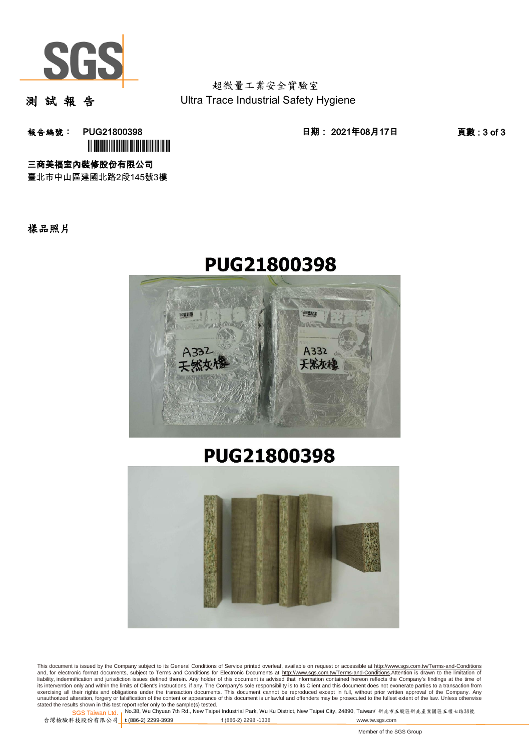超微量工業安全實驗室
測 試 報 告 Ultra Trace Industrial Safety Hygiene

報告編號： PUG21800398 日期： 2021年08月17日

**三商美福室內裝修股份有限公司**
臺北市中山區建國北路2段145號3樓

**樣品照片**

**PUG21800398**

**PUG21800398**

This document is issued by the Company subject to its General Conditions of Service printed overleaf, available on request or accessible at http://www.sgs.com.tw/Terms-and-Conditions and, for electronic format documents, subject to Terms and Conditions for Electronic Documents at http://www.sgs.com.tw/Terms-and-Conditions.Attention is drawn to the limitation of liability, indemnification and jurisdiction issues defined therein. Any holder of this document is advised that information contained hereon reflects the Company's findings at the time of its intervention only and within the limits of Client's instructions, if any. The Company's sole responsibility is to its Client and this document does not exonerate parties to a transaction from exercising all their rights and obligations under the transaction documents. This document cannot be reproduced except in full, without prior written approval of the Company. Any unauthorized alteration, forgery or falsification of the content or appearance of this document is unlawful and offenders may be prosecuted to the fullest extent of the law. Unless otherwise stated the results shown in this test report refer only to the sample(s) tested.

SGS Taiwan Ltd. No.38, Wu Chyuan 7th Rd., New Taipei Industrial Park, Wu Ku District, New Taipei City, 24890, Taiwan/ 新北市五股區新北產業園區五權七路38號
台灣檢驗科技股份有限公司 t (886-2) 2299-3939 f (886-2) 2298 -1338 www.tw.sgs.com

Member of the SGS Group